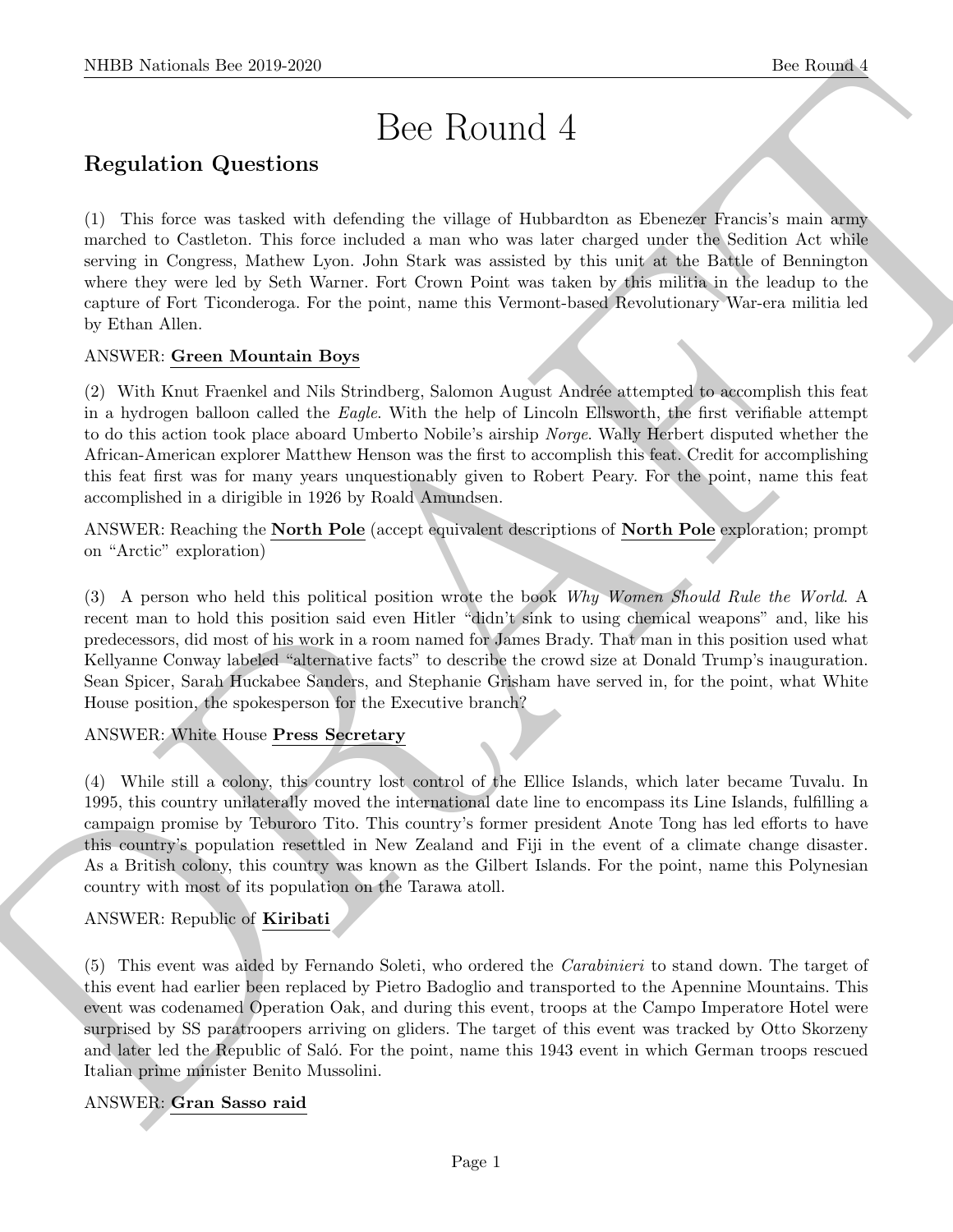# Bee Round 4

## Regulation Questions

(1) This force was tasked with defending the village of Hubbardton as Ebenezer Francis's main army marched to Castleton. This force included a man who was later charged under the Sedition Act while serving in Congress, Mathew Lyon. John Stark was assisted by this unit at the Battle of Bennington where they were led by Seth Warner. Fort Crown Point was taken by this militia in the leadup to the capture of Fort Ticonderoga. For the point, name this Vermont-based Revolutionary War-era militia led by Ethan Allen.

ANSWER: **Green Mountain Boys**

(2) With Knut Fraenkel and Nils Strindberg, Salomon August Andrée attempted to accomplish this feat in a hydrogen balloon called the *Eagle*. With the help of Lincoln Ellsworth, the first verifiable attempt to do this action took place aboard Umberto Nobile's airship *Norge*. Wally Herbert disputed whether the African-American explorer Matthew Henson was the first to accomplish this feat. Credit for accomplishing this feat first was for many years unquestionably given to Robert Peary. For the point, name this feat accomplished in a dirigible in 1926 by Roald Amundsen.

ANSWER: Reaching the **North Pole** (accept equivalent descriptions of **North Pole** exploration; prompt on "Arctic" exploration)

(3) A person who held this political position wrote the book *Why Women Should Rule the World*. A recent man to hold this position said even Hitler "didn't sink to using chemical weapons" and, like his predecessors, did most of his work in a room named for James Brady. That man in this position used what Kellyanne Conway labeled "alternative facts" to describe the crowd size at Donald Trump's inauguration. Sean Spicer, Sarah Huckabee Sanders, and Stephanie Grisham have served in, for the point, what White House position, the spokesperson for the Executive branch?

ANSWER: White House **Press Secretary**

(4) While still a colony, this country lost control of the Ellice Islands, which later became Tuvalu. In 1995, this country unilaterally moved the international date line to encompass its Line Islands, fulfilling a campaign promise by Teburoro Tito. This country's former president Anote Tong has led efforts to have this country's population resettled in New Zealand and Fiji in the event of a climate change disaster. As a British colony, this country was known as the Gilbert Islands. For the point, name this Polynesian country with most of its population on the Tarawa atoll.

ANSWER: Republic of **Kiribati**

(5) This event was aided by Fernando Soleti, who ordered the *Carabinieri* to stand down. The target of this event had earlier been replaced by Pietro Badoglio and transported to the Apennine Mountains. This event was codenamed Operation Oak, and during this event, troops at the Campo Imperatore Hotel were surprised by SS paratroopers arriving on gliders. The target of this event was tracked by Otto Skorzeny and later led the Republic of Saló. For the point, name this 1943 event in which German troops rescued Italian prime minister Benito Mussolini.

ANSWER: **Gran Sasso raid**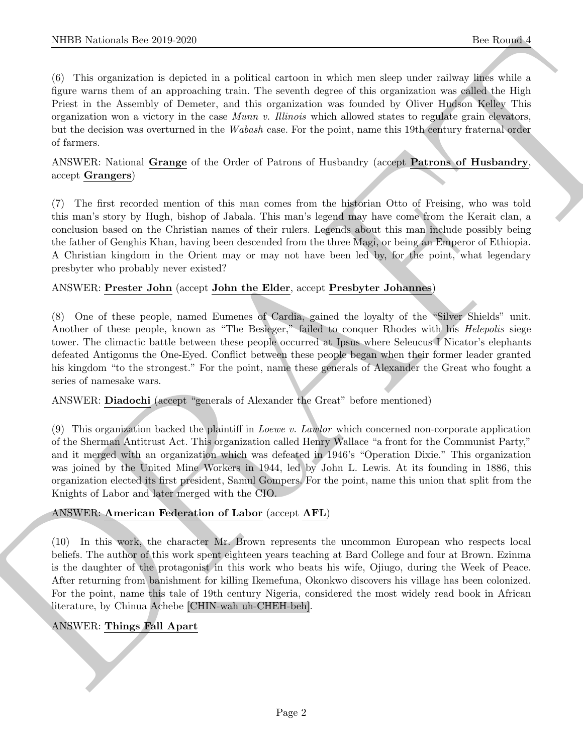(6) This organization is depicted in a political cartoon in which men sleep under railway lines while a figure warns them of an approaching train. The seventh degree of this organization was called the High Priest in the Assembly of Demeter, and this organization was founded by Oliver Hudson Kelley This organization won a victory in the case *Munn v. Illinois* which allowed states to regulate grain elevators, but the decision was overturned in the *Wabash* case. For the point, name this 19th century fraternal order of farmers.

ANSWER: National **Grange** of the Order of Patrons of Husbandry (accept **Patrons of Husbandry**, accept **Grangers**)

(7) The first recorded mention of this man comes from the historian Otto of Freising, who was told this man's story by Hugh, bishop of Jabala. This man's legend may have come from the Kerait clan, a conclusion based on the Christian names of their rulers. Legends about this man include possibly being the father of Genghis Khan, having been descended from the three Magi, or being an Emperor of Ethiopia. A Christian kingdom in the Orient may or may not have been led by, for the point, what legendary presbyter who probably never existed?

ANSWER: **Prester John** (accept **John the Elder**, accept **Presbyter Johannes**)

(8) One of these people, named Eumenes of Cardia, gained the loyalty of the "Silver Shields" unit. Another of these people, known as "The Besieger," failed to conquer Rhodes with his *Helepolis* siege tower. The climactic battle between these people occurred at Ipsus where Seleucus I Nicator's elephants defeated Antigonus the One-Eyed. Conflict between these people began when their former leader granted his kingdom "to the strongest." For the point, name these generals of Alexander the Great who fought a series of namesake wars.

ANSWER: **Diadochi** (accept "generals of Alexander the Great" before mentioned)

(9) This organization backed the plaintiff in *Loewe v. Lawlor* which concerned non-corporate application of the Sherman Antitrust Act. This organization called Henry Wallace "a front for the Communist Party," and it merged with an organization which was defeated in 1946's "Operation Dixie." This organization was joined by the United Mine Workers in 1944, led by John L. Lewis. At its founding in 1886, this organization elected its first president, Samul Gompers. For the point, name this union that split from the Knights of Labor and later merged with the CIO.

ANSWER: **American Federation of Labor** (accept **AFL**)

(10) In this work, the character Mr. Brown represents the uncommon European who respects local beliefs. The author of this work spent eighteen years teaching at Bard College and four at Brown. Ezinma is the daughter of the protagonist in this work who beats his wife, Ojiugo, during the Week of Peace. After returning from banishment for killing Ikemefuna, Okonkwo discovers his village has been colonized. For the point, name this tale of 19th century Nigeria, considered the most widely read book in African literature, by Chinua Achebe [CHIN-wah uh-CHEH-beh].

ANSWER: **Things Fall Apart**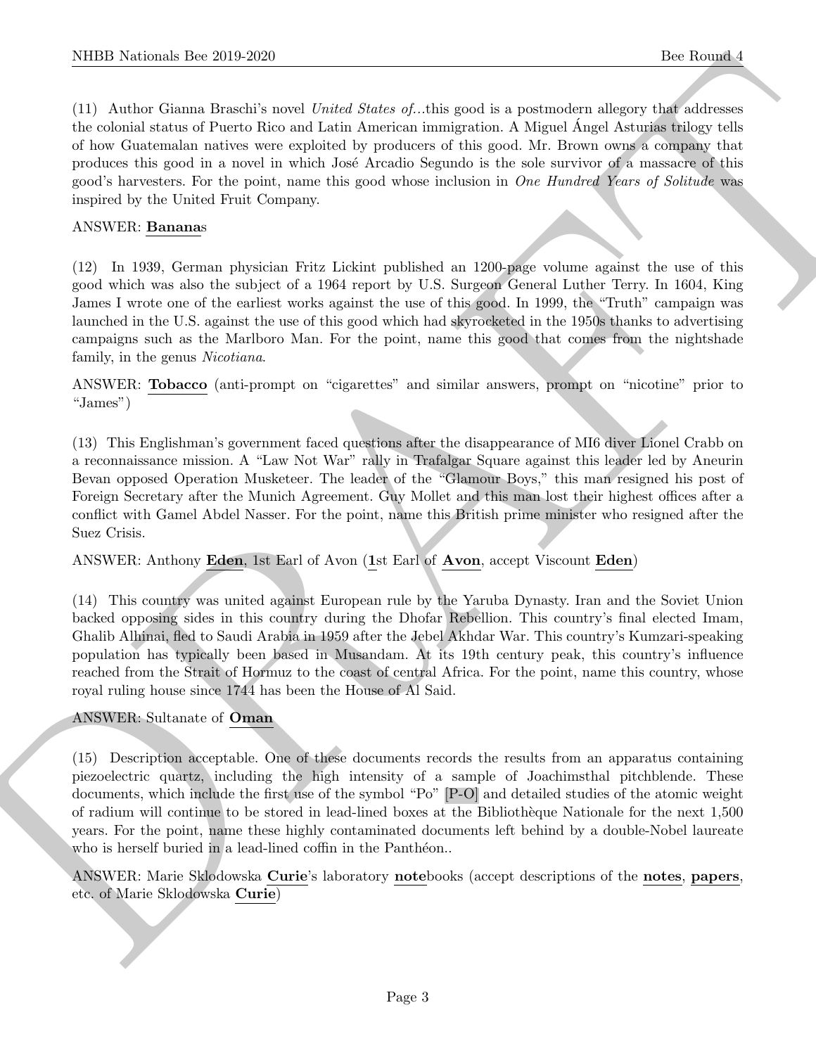(11) Author Gianna Braschi's novel *United States of...this good* is a postmodern allegory that addresses the colonial status of Puerto Rico and Latin American immigration. A Miguel Ángel Asturias trilogy tells of how Guatemalan natives were exploited by producers of this good. Mr. Brown owns a company that produces this good in a novel in which José Arcadio Segundo is the sole survivor of a massacre of this good's harvesters. For the point, name this good whose inclusion in *One Hundred Years of Solitude* was inspired by the United Fruit Company.

ANSWER: **Banana**s

(12) In 1939, German physician Fritz Lickint published an 1200-page volume against the use of this good which was also the subject of a 1964 report by U.S. Surgeon General Luther Terry. In 1604, King James I wrote one of the earliest works against the use of this good. In 1999, the "Truth" campaign was launched in the U.S. against the use of this good which had skyrocketed in the 1950s thanks to advertising campaigns such as the Marlboro Man. For the point, name this good that comes from the nightshade family, in the genus *Nicotiana*.

ANSWER: **Tobacco** (anti-prompt on "cigarettes" and similar answers, prompt on "nicotine" prior to "James")

(13) This Englishman's government faced questions after the disappearance of MI6 diver Lionel Crabb on a reconnaissance mission. A "Law Not War" rally in Trafalgar Square against this leader led by Aneurin Bevan opposed Operation Musketeer. The leader of the "Glamour Boys," this man resigned his post of Foreign Secretary after the Munich Agreement. Guy Mollet and this man lost their highest offices after a conflict with Gamel Abdel Nasser. For the point, name this British prime minister who resigned after the Suez Crisis.

ANSWER: Anthony **Eden**, 1st Earl of Avon (**1**st Earl of **Avon**, accept Viscount **Eden**)

(14) This country was united against European rule by the Yaruba Dynasty. Iran and the Soviet Union backed opposing sides in this country during the Dhofar Rebellion. This country's final elected Imam, Ghalib Alhinai, fled to Saudi Arabia in 1959 after the Jebel Akhdar War. This country's Kumzari-speaking population has typically been based in Musandam. At its 19th century peak, this country's influence reached from the Strait of Hormuz to the coast of central Africa. For the point, name this country, whose royal ruling house since 1744 has been the House of Al Said.

ANSWER: Sultanate of **Oman**

(15) Description acceptable. One of these documents records the results from an apparatus containing piezoelectric quartz, including the high intensity of a sample of Joachimsthal pitchblende. These documents, which include the first use of the symbol "Po" [P-O] and detailed studies of the atomic weight of radium will continue to be stored in lead-lined boxes at the Bibliothèque Nationale for the next 1,500 years. For the point, name these highly contaminated documents left behind by a double-Nobel laureate who is herself buried in a lead-lined coffin in the Panthéon..

ANSWER: Marie Sklodowska **Curie**'s laboratory **note**books (accept descriptions of the **notes**, **papers**, etc. of Marie Sklodowska **Curie**)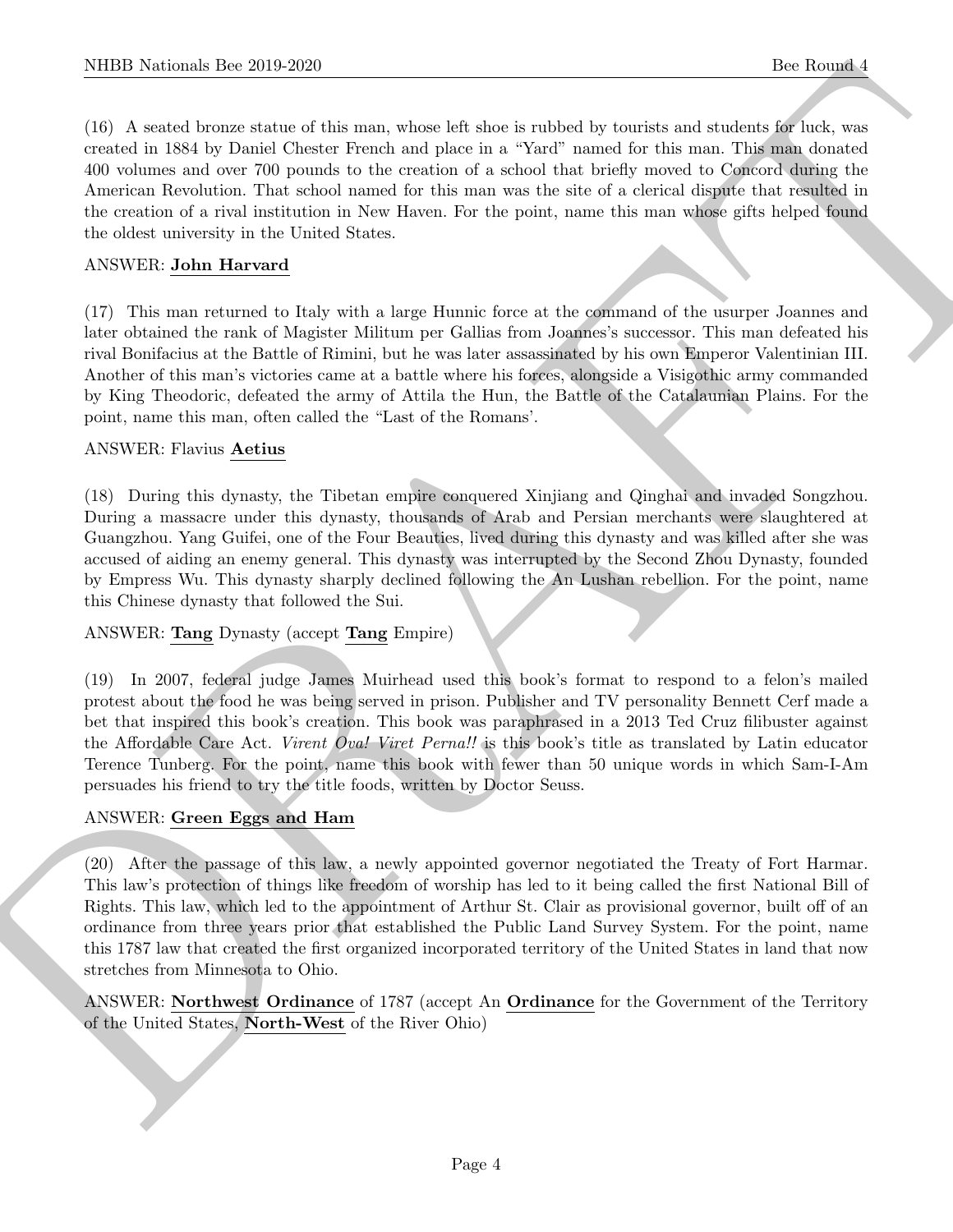(16) A seated bronze statue of this man, whose left shoe is rubbed by tourists and students for luck, was created in 1884 by Daniel Chester French and place in a "Yard" named for this man. This man donated 400 volumes and over 700 pounds to the creation of a school that briefly moved to Concord during the American Revolution. That school named for this man was the site of a clerical dispute that resulted in the creation of a rival institution in New Haven. For the point, name this man whose gifts helped found the oldest university in the United States.

ANSWER: **John Harvard**

(17) This man returned to Italy with a large Hunnic force at the command of the usurper Joannes and later obtained the rank of Magister Militum per Gallias from Joannes's successor. This man defeated his rival Bonifacius at the Battle of Rimini, but he was later assassinated by his own Emperor Valentinian III. Another of this man's victories came at a battle where his forces, alongside a Visigothic army commanded by King Theodoric, defeated the army of Attila the Hun, the Battle of the Catalaunian Plains. For the point, name this man, often called the "Last of the Romans'.

ANSWER: Flavius **Aetius**

(18) During this dynasty, the Tibetan empire conquered Xinjiang and Qinghai and invaded Songzhou. During a massacre under this dynasty, thousands of Arab and Persian merchants were slaughtered at Guangzhou. Yang Guifei, one of the Four Beauties, lived during this dynasty and was killed after she was accused of aiding an enemy general. This dynasty was interrupted by the Second Zhou Dynasty, founded by Empress Wu. This dynasty sharply declined following the An Lushan rebellion. For the point, name this Chinese dynasty that followed the Sui.

ANSWER: **Tang** Dynasty (accept **Tang** Empire)

(19) In 2007, federal judge James Muirhead used this book's format to respond to a felon's mailed protest about the food he was being served in prison. Publisher and TV personality Bennett Cerf made a bet that inspired this book's creation. This book was paraphrased in a 2013 Ted Cruz filibuster against the Affordable Care Act. *Virent Ova! Viret Perna!!* is this book's title as translated by Latin educator Terence Tunberg. For the point, name this book with fewer than 50 unique words in which Sam-I-Am persuades his friend to try the title foods, written by Doctor Seuss.

ANSWER: **Green Eggs and Ham**

(20) After the passage of this law, a newly appointed governor negotiated the Treaty of Fort Harmar. This law's protection of things like freedom of worship has led to it being called the first National Bill of Rights. This law, which led to the appointment of Arthur St. Clair as provisional governor, built off of an ordinance from three years prior that established the Public Land Survey System. For the point, name this 1787 law that created the first organized incorporated territory of the United States in land that now stretches from Minnesota to Ohio.

ANSWER: **Northwest Ordinance** of 1787 (accept An **Ordinance** for the Government of the Territory of the United States, **North-West** of the River Ohio)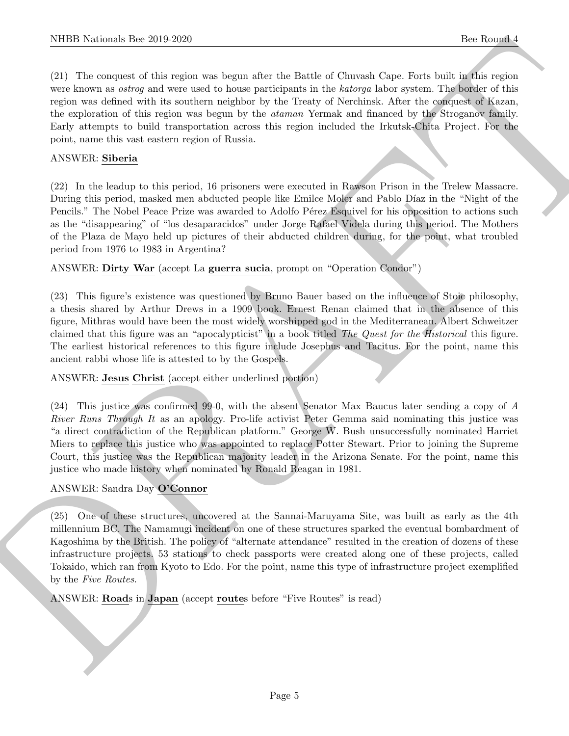(21) The conquest of this region was begun after the Battle of Chuvash Cape. Forts built in this region were known as *ostrog* and were used to house participants in the *katorga* labor system. The border of this region was defined with its southern neighbor by the Treaty of Nerchinsk. After the conquest of Kazan, the exploration of this region was begun by the *ataman* Yermak and financed by the Stroganov family. Early attempts to build transportation across this region included the Irkutsk-Chita Project. For the point, name this vast eastern region of Russia.

ANSWER: **Siberia**

(22) In the leadup to this period, 16 prisoners were executed in Rawson Prison in the Trelew Massacre. During this period, masked men abducted people like Emilce Moler and Pablo Díaz in the "Night of the Pencils." The Nobel Peace Prize was awarded to Adolfo Pérez Esquivel for his opposition to actions such as the "disappearing" of "los desaparacidos" under Jorge Rafael Videla during this period. The Mothers of the Plaza de Mayo held up pictures of their abducted children during, for the point, what troubled period from 1976 to 1983 in Argentina?

ANSWER: **Dirty War** (accept La **guerra sucia**, prompt on "Operation Condor")

(23) This figure's existence was questioned by Bruno Bauer based on the influence of Stoic philosophy, a thesis shared by Arthur Drews in a 1909 book. Ernest Renan claimed that in the absence of this figure, Mithras would have been the most widely worshipped god in the Mediterranean. Albert Schweitzer claimed that this figure was an "apocalypticist" in a book titled *The Quest for the Historical* this figure. The earliest historical references to this figure include Josephus and Tacitus. For the point, name this ancient rabbi whose life is attested to by the Gospels.

ANSWER: **Jesus** **Christ** (accept either underlined portion)

(24) This justice was confirmed 99-0, with the absent Senator Max Baucus later sending a copy of *A River Runs Through It* as an apology. Pro-life activist Peter Gemma said nominating this justice was "a direct contradiction of the Republican platform." George W. Bush unsuccessfully nominated Harriet Miers to replace this justice who was appointed to replace Potter Stewart. Prior to joining the Supreme Court, this justice was the Republican majority leader in the Arizona Senate. For the point, name this justice who made history when nominated by Ronald Reagan in 1981.

ANSWER: Sandra Day **O'Connor**

(25) One of these structures, uncovered at the Sannai-Maruyama Site, was built as early as the 4th millennium BC. The Namamugi incident on one of these structures sparked the eventual bombardment of Kagoshima by the British. The policy of "alternate attendance" resulted in the creation of dozens of these infrastructure projects. 53 stations to check passports were created along one of these projects, called Tokaido, which ran from Kyoto to Edo. For the point, name this type of infrastructure project exemplified by the *Five Routes*.

ANSWER: **Road**s in **Japan** (accept **route**s before "Five Routes" is read)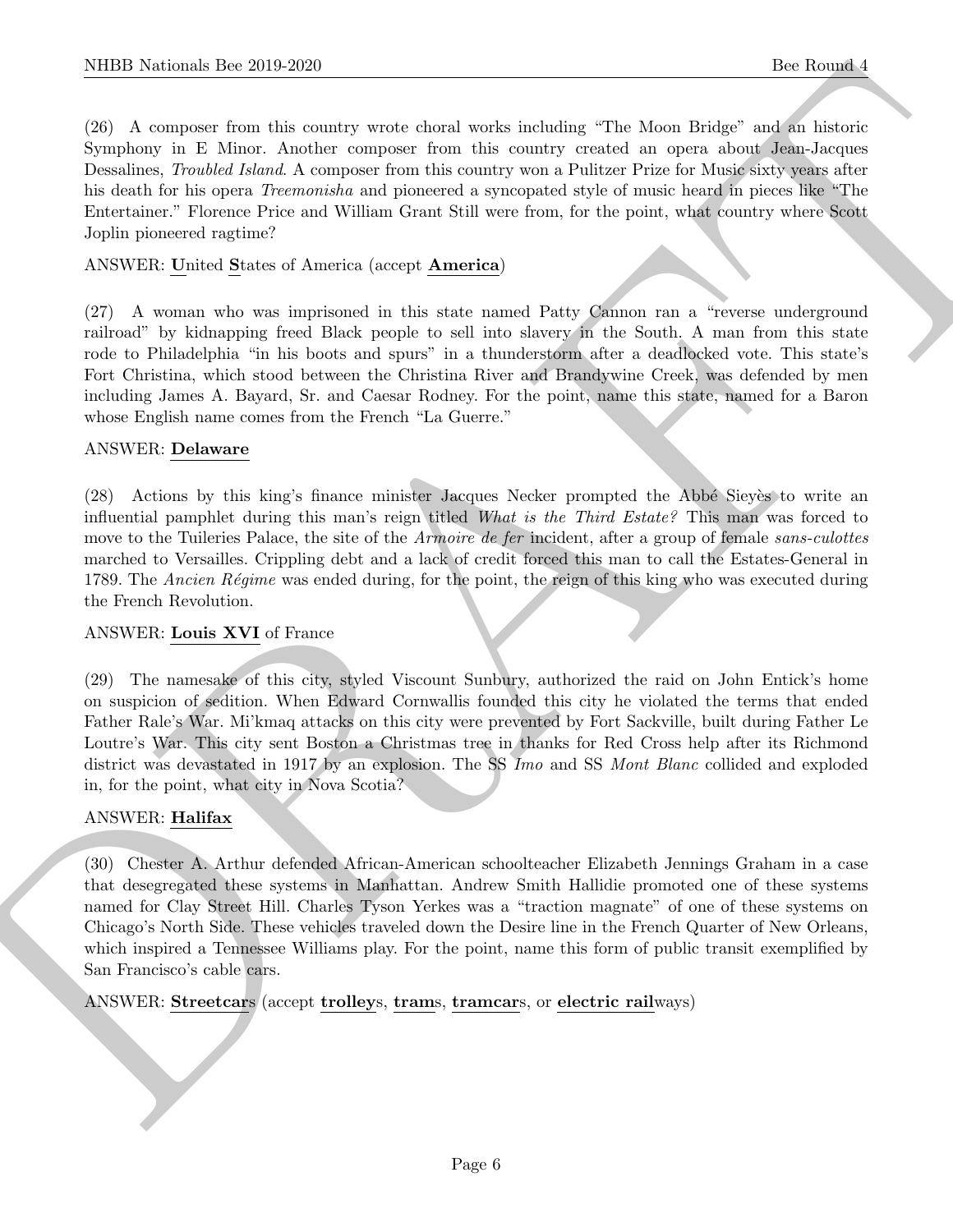(26) A composer from this country wrote choral works including "The Moon Bridge" and an historic Symphony in E Minor. Another composer from this country created an opera about Jean-Jacques Dessalines, *Troubled Island*. A composer from this country won a Pulitzer Prize for Music sixty years after his death for his opera *Treemonisha* and pioneered a syncopated style of music heard in pieces like "The Entertainer." Florence Price and William Grant Still were from, for the point, what country where Scott Joplin pioneered ragtime?

ANSWER: **U**nited **S**tates of America (accept **America**)

(27) A woman who was imprisoned in this state named Patty Cannon ran a "reverse underground railroad" by kidnapping freed Black people to sell into slavery in the South. A man from this state rode to Philadelphia "in his boots and spurs" in a thunderstorm after a deadlocked vote. This state's Fort Christina, which stood between the Christina River and Brandywine Creek, was defended by men including James A. Bayard, Sr. and Caesar Rodney. For the point, name this state, named for a Baron whose English name comes from the French "La Guerre."

ANSWER: **Delaware**

(28) Actions by this king's finance minister Jacques Necker prompted the Abbé Sieyès to write an influential pamphlet during this man's reign titled *What is the Third Estate?* This man was forced to move to the Tuileries Palace, the site of the *Armoire de fer* incident, after a group of female *sans-culottes* marched to Versailles. Crippling debt and a lack of credit forced this man to call the Estates-General in 1789. The *Ancien Régime* was ended during, for the point, the reign of this king who was executed during the French Revolution.

ANSWER: **Louis XVI** of France

(29) The namesake of this city, styled Viscount Sunbury, authorized the raid on John Entick's home on suspicion of sedition. When Edward Cornwallis founded this city he violated the terms that ended Father Rale's War. Mi'kmaq attacks on this city were prevented by Fort Sackville, built during Father Le Loutre's War. This city sent Boston a Christmas tree in thanks for Red Cross help after its Richmond district was devastated in 1917 by an explosion. The SS *Imo* and SS *Mont Blanc* collided and exploded in, for the point, what city in Nova Scotia?

ANSWER: **Halifax**

(30) Chester A. Arthur defended African-American schoolteacher Elizabeth Jennings Graham in a case that desegregated these systems in Manhattan. Andrew Smith Hallidie promoted one of these systems named for Clay Street Hill. Charles Tyson Yerkes was a "traction magnate" of one of these systems on Chicago's North Side. These vehicles traveled down the Desire line in the French Quarter of New Orleans, which inspired a Tennessee Williams play. For the point, name this form of public transit exemplified by San Francisco's cable cars.

ANSWER: **Streetcar**s (accept **trolley**s, **tram**s, **tramcar**s, or **electric rail**ways)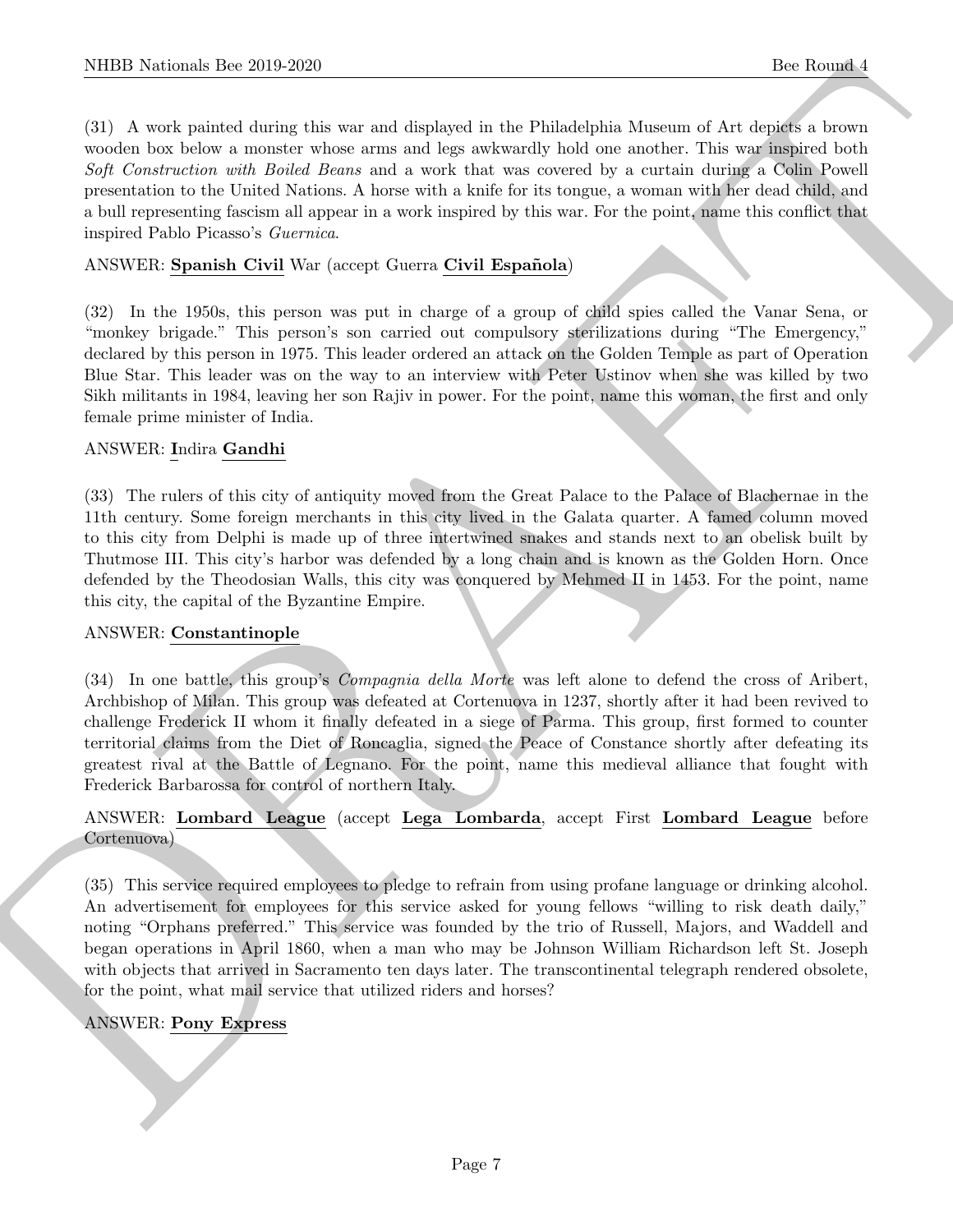(31) A work painted during this war and displayed in the Philadelphia Museum of Art depicts a brown wooden box below a monster whose arms and legs awkwardly hold one another. This war inspired both *Soft Construction with Boiled Beans* and a work that was covered by a curtain during a Colin Powell presentation to the United Nations. A horse with a knife for its tongue, a woman with her dead child, and a bull representing fascism all appear in a work inspired by this war. For the point, name this conflict that inspired Pablo Picasso's *Guernica*.

ANSWER: **Spanish Civil** War (accept Guerra **Civil Española**)

(32) In the 1950s, this person was put in charge of a group of child spies called the Vanar Sena, or "monkey brigade." This person's son carried out compulsory sterilizations during "The Emergency," declared by this person in 1975. This leader ordered an attack on the Golden Temple as part of Operation Blue Star. This leader was on the way to an interview with Peter Ustinov when she was killed by two Sikh militants in 1984, leaving her son Rajiv in power. For the point, name this woman, the first and only female prime minister of India.

ANSWER: **I**ndira **Gandhi**

(33) The rulers of this city of antiquity moved from the Great Palace to the Palace of Blachernae in the 11th century. Some foreign merchants in this city lived in the Galata quarter. A famed column moved to this city from Delphi is made up of three intertwined snakes and stands next to an obelisk built by Thutmose III. This city's harbor was defended by a long chain and is known as the Golden Horn. Once defended by the Theodosian Walls, this city was conquered by Mehmed II in 1453. For the point, name this city, the capital of the Byzantine Empire.

ANSWER: **Constantinople**

(34) In one battle, this group's *Compagnia della Morte* was left alone to defend the cross of Aribert, Archbishop of Milan. This group was defeated at Cortenuova in 1237, shortly after it had been revived to challenge Frederick II whom it finally defeated in a siege of Parma. This group, first formed to counter territorial claims from the Diet of Roncaglia, signed the Peace of Constance shortly after defeating its greatest rival at the Battle of Legnano. For the point, name this medieval alliance that fought with Frederick Barbarossa for control of northern Italy.

ANSWER: **Lombard League** (accept **Lega Lombarda**, accept First **Lombard League** before Cortenuova)

(35) This service required employees to pledge to refrain from using profane language or drinking alcohol. An advertisement for employees for this service asked for young fellows "willing to risk death daily," noting "Orphans preferred." This service was founded by the trio of Russell, Majors, and Waddell and began operations in April 1860, when a man who may be Johnson William Richardson left St. Joseph with objects that arrived in Sacramento ten days later. The transcontinental telegraph rendered obsolete, for the point, what mail service that utilized riders and horses?

ANSWER: **Pony Express**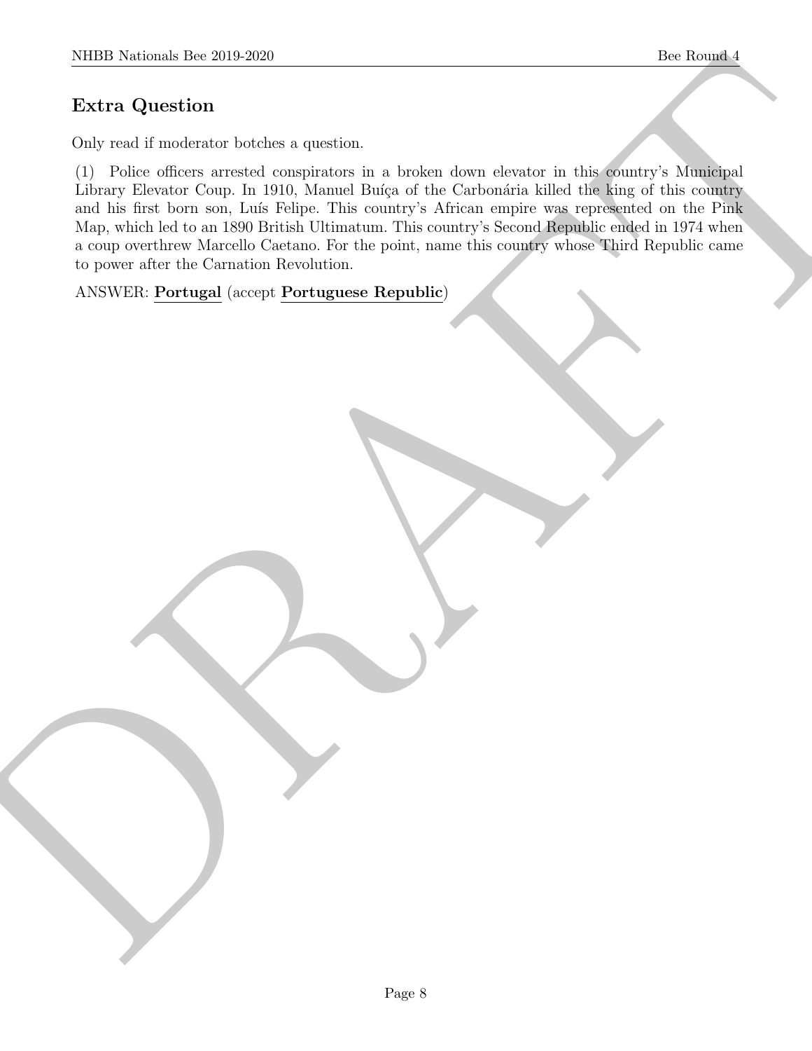## Extra Question

Only read if moderator botches a question.

(1) Police officers arrested conspirators in a broken down elevator in this country's Municipal Library Elevator Coup. In 1910, Manuel Buíça of the Carbonária killed the king of this country and his first born son, Luís Felipe. This country's African empire was represented on the Pink Map, which led to an 1890 British Ultimatum. This country's Second Republic ended in 1974 when a coup overthrew Marcello Caetano. For the point, name this country whose Third Republic came to power after the Carnation Revolution.

ANSWER: **Portugal** (accept **Portuguese Republic**)